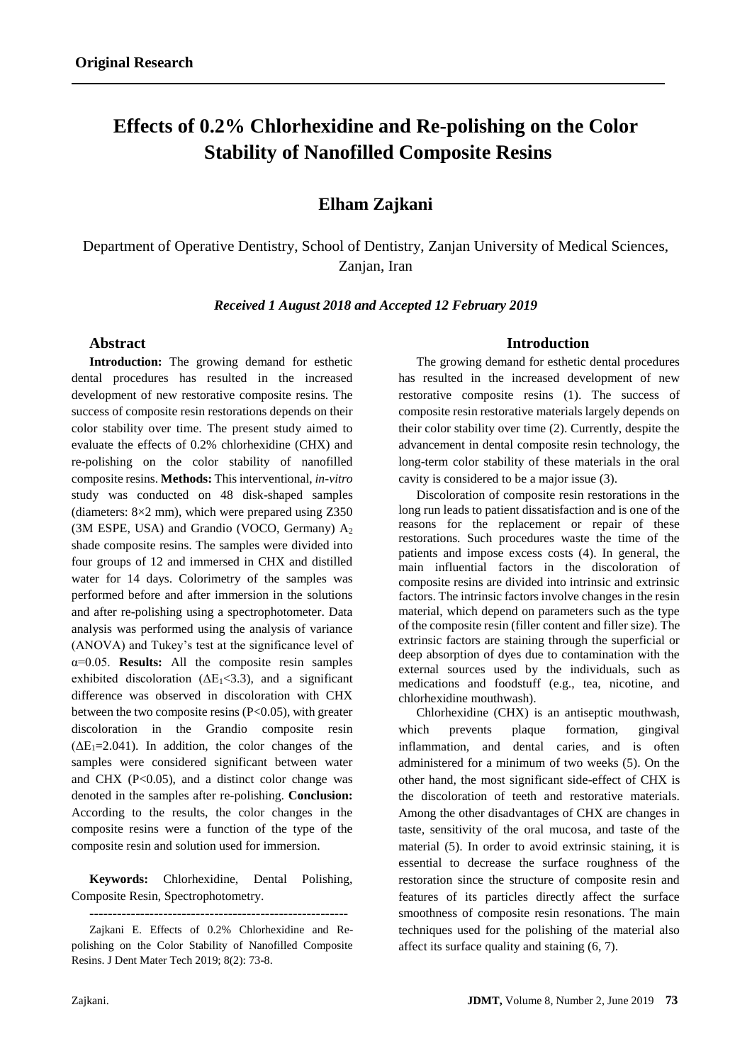**Original Research**

# Effects of 0.2% Chlorhexidine and Re-polishing on the Color Stability of Nanofilled Composite Resins

## Elham Zajkani

Department of Operative Dentistry, School of Dentistry, Zanjan University of Medical Sciences, Zanjan, Iran

***Received 1 August 2018 and Accepted 12 February 2019***

## Abstract

**Introduction:** The growing demand for esthetic dental procedures has resulted in the increased development of new restorative composite resins. The success of composite resin restorations depends on their color stability over time. The present study aimed to evaluate the effects of 0.2% chlorhexidine (CHX) and re-polishing on the color stability of nanofilled composite resins. **Methods:** This interventional, *in-vitro* study was conducted on 48 disk-shaped samples (diameters: 8×2 mm), which were prepared using Z350 (3M ESPE, USA) and Grandio (VOCO, Germany) $A_2$ shade composite resins. The samples were divided into four groups of 12 and immersed in CHX and distilled water for 14 days. Colorimetry of the samples was performed before and after immersion in the solutions and after re-polishing using a spectrophotometer. Data analysis was performed using the analysis of variance (ANOVA) and Tukey's test at the significance level of $\alpha=0.05$. **Results:** All the composite resin samples exhibited discoloration ($\Delta E_1<3.3$), and a significant difference was observed in discoloration with CHX between the two composite resins ($P<0.05$), with greater discoloration in the Grandio composite resin ($\Delta E_1=2.041$). In addition, the color changes of the samples were considered significant between water and CHX ($P<0.05$), and a distinct color change was denoted in the samples after re-polishing. **Conclusion:** According to the results, the color changes in the composite resins were a function of the type of the composite resin and solution used for immersion.

**Keywords:** Chlorhexidine, Dental Polishing, Composite Resin, Spectrophotometry.

---

Zajkani E. Effects of 0.2% Chlorhexidine and Re-polishing on the Color Stability of Nanofilled Composite Resins. J Dent Mater Tech 2019; 8(2): 73-8.

## Introduction

The growing demand for esthetic dental procedures has resulted in the increased development of new restorative composite resins (1). The success of composite resin restorative materials largely depends on their color stability over time (2). Currently, despite the advancement in dental composite resin technology, the long-term color stability of these materials in the oral cavity is considered to be a major issue (3).

Discoloration of composite resin restorations in the long run leads to patient dissatisfaction and is one of the reasons for the replacement or repair of these restorations. Such procedures waste the time of the patients and impose excess costs (4). In general, the main influential factors in the discoloration of composite resins are divided into intrinsic and extrinsic factors. The intrinsic factors involve changes in the resin material, which depend on parameters such as the type of the composite resin (filler content and filler size). The extrinsic factors are staining through the superficial or deep absorption of dyes due to contamination with the external sources used by the individuals, such as medications and foodstuff (e.g., tea, nicotine, and chlorhexidine mouthwash).

Chlorhexidine (CHX) is an antiseptic mouthwash, which prevents plaque formation, gingival inflammation, and dental caries, and is often administered for a minimum of two weeks (5). On the other hand, the most significant side-effect of CHX is the discoloration of teeth and restorative materials. Among the other disadvantages of CHX are changes in taste, sensitivity of the oral mucosa, and taste of the material (5). In order to avoid extrinsic staining, it is essential to decrease the surface roughness of the restoration since the structure of composite resin and features of its particles directly affect the surface smoothness of composite resin resonations. The main techniques used for the polishing of the material also affect its surface quality and staining (6, 7).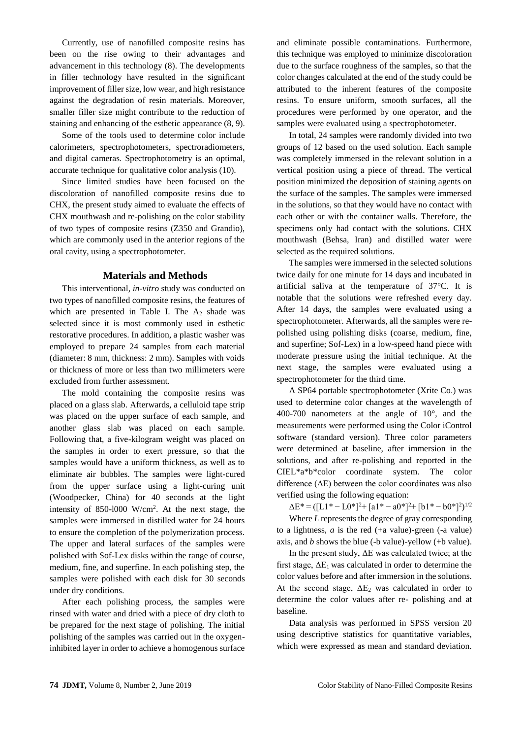Currently, use of nanofilled composite resins has been on the rise owing to their advantages and advancement in this technology (8). The developments in filler technology have resulted in the significant improvement of filler size, low wear, and high resistance against the degradation of resin materials. Moreover, smaller filler size might contribute to the reduction of staining and enhancing of the esthetic appearance (8, 9).

Some of the tools used to determine color include calorimeters, spectrophotometers, spectroradiometers, and digital cameras. Spectrophotometry is an optimal, accurate technique for qualitative color analysis (10).

Since limited studies have been focused on the discoloration of nanofilled composite resins due to CHX, the present study aimed to evaluate the effects of CHX mouthwash and re-polishing on the color stability of two types of composite resins (Z350 and Grandio), which are commonly used in the anterior regions of the oral cavity, using a spectrophotometer.

## Materials and Methods

This interventional, *in-vitro* study was conducted on two types of nanofilled composite resins, the features of which are presented in Table I. The $A_2$ shade was selected since it is most commonly used in esthetic restorative procedures. In addition, a plastic washer was employed to prepare 24 samples from each material (diameter: 8 mm, thickness: 2 mm). Samples with voids or thickness of more or less than two millimeters were excluded from further assessment.

The mold containing the composite resins was placed on a glass slab. Afterwards, a celluloid tape strip was placed on the upper surface of each sample, and another glass slab was placed on each sample. Following that, a five-kilogram weight was placed on the samples in order to exert pressure, so that the samples would have a uniform thickness, as well as to eliminate air bubbles. The samples were light-cured from the upper surface using a light-curing unit (Woodpecker, China) for 40 seconds at the light intensity of 850-l000 W/cm$^2$. At the next stage, the samples were immersed in distilled water for 24 hours to ensure the completion of the polymerization process. The upper and lateral surfaces of the samples were polished with Sof-Lex disks within the range of course, medium, fine, and superfine. In each polishing step, the samples were polished with each disk for 30 seconds under dry conditions.

After each polishing process, the samples were rinsed with water and dried with a piece of dry cloth to be prepared for the next stage of polishing. The initial polishing of the samples was carried out in the oxygen-inhibited layer in order to achieve a homogenous surface and eliminate possible contaminations. Furthermore, this technique was employed to minimize discoloration due to the surface roughness of the samples, so that the color changes calculated at the end of the study could be attributed to the inherent features of the composite resins. To ensure uniform, smooth surfaces, all the procedures were performed by one operator, and the samples were evaluated using a spectrophotometer.

In total, 24 samples were randomly divided into two groups of 12 based on the used solution. Each sample was completely immersed in the relevant solution in a vertical position using a piece of thread. The vertical position minimized the deposition of staining agents on the surface of the samples. The samples were immersed in the solutions, so that they would have no contact with each other or with the container walls. Therefore, the specimens only had contact with the solutions. CHX mouthwash (Behsa, Iran) and distilled water were selected as the required solutions.

The samples were immersed in the selected solutions twice daily for one minute for 14 days and incubated in artificial saliva at the temperature of 37°C. It is notable that the solutions were refreshed every day. After 14 days, the samples were evaluated using a spectrophotometer. Afterwards, all the samples were re-polished using polishing disks (coarse, medium, fine, and superfine; Sof-Lex) in a low-speed hand piece with moderate pressure using the initial technique. At the next stage, the samples were evaluated using a spectrophotometer for the third time.

A SP64 portable spectrophotometer (Xrite Co.) was used to determine color changes at the wavelength of 400-700 nanometers at the angle of 10°, and the measurements were performed using the Color iControl software (standard version). Three color parameters were determined at baseline, after immersion in the solutions, and after re-polishing and reported in the CIEL*a*b*color coordinate system. The color difference ($\Delta E$) between the color coordinates was also verified using the following equation:

$$\Delta E^* = ([L1^* - L0^*]^2 + [a1^* - a0^*]^2 + [b1^* - b0^*]^2)^{1/2}$$

Where *L* represents the degree of gray corresponding to a lightness, *a* is the red (+a value)-green (-a value) axis, and *b* shows the blue (-b value)-yellow (+b value).

In the present study, $\Delta E$ was calculated twice; at the first stage, $\Delta E_1$ was calculated in order to determine the color values before and after immersion in the solutions. At the second stage, $\Delta E_2$ was calculated in order to determine the color values after re- polishing and at baseline.

Data analysis was performed in SPSS version 20 using descriptive statistics for quantitative variables, which were expressed as mean and standard deviation.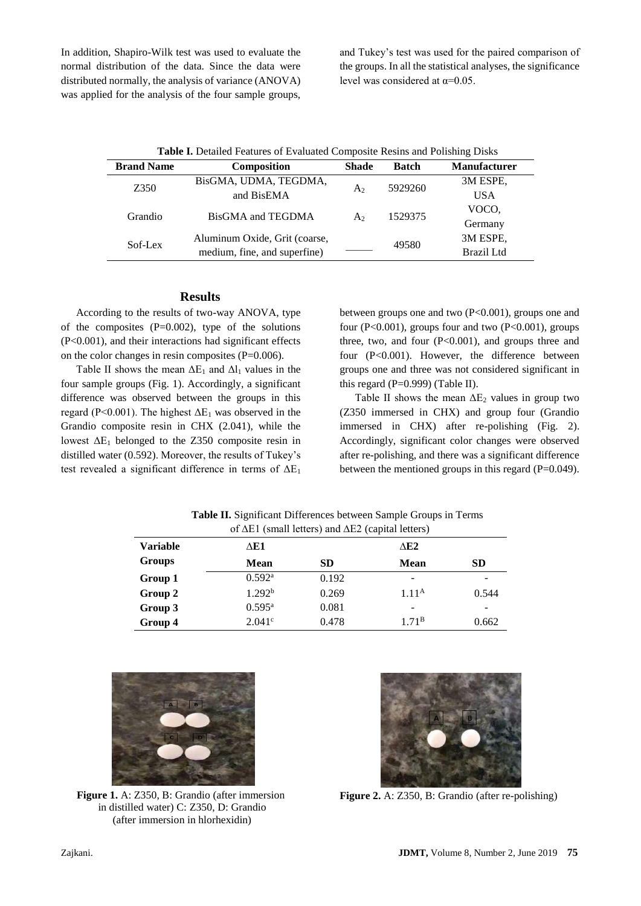In addition, Shapiro-Wilk test was used to evaluate the normal distribution of the data. Since the data were distributed normally, the analysis of variance (ANOVA) was applied for the analysis of the four sample groups, and Tukey's test was used for the paired comparison of the groups. In all the statistical analyses, the significance level was considered at $\alpha$=0.05.

**Table I.** Detailed Features of Evaluated Composite Resins and Polishing Disks

| Brand Name | Composition | Shade | Batch | Manufacturer |
|---|---|---|---|---|
| Z350 | BisGMA, UDMA, TEGDMA, and BisEMA | $A_2$ | 5929260 | 3M ESPE, USA |
| Grandio | BisGMA and TEGDMA | $A_2$ | 1529375 | VOCO, Germany |
| Sof-Lex | Aluminum Oxide, Grit (coarse, medium, fine, and superfine) | ——— | 49580 | 3M ESPE, Brazil Ltd |

## Results

According to the results of two-way ANOVA, type of the composites (P=0.002), type of the solutions (P<0.001), and their interactions had significant effects on the color changes in resin composites (P=0.006).

Table II shows the mean $\Delta E_1$ and $\Delta l_1$ values in the four sample groups (Fig. 1). Accordingly, a significant difference was observed between the groups in this regard (P<0.001). The highest $\Delta E_1$ was observed in the Grandio composite resin in CHX (2.041), while the lowest $\Delta E_1$ belonged to the Z350 composite resin in distilled water (0.592). Moreover, the results of Tukey's test revealed a significant difference in terms of $\Delta E_1$ between groups one and two (P<0.001), groups one and four (P<0.001), groups four and two (P<0.001), groups three, two, and four (P<0.001), and groups three and four (P<0.001). However, the difference between groups one and three was not considered significant in this regard (P=0.999) (Table II).

Table II shows the mean $\Delta E_2$ values in group two (Z350 immersed in CHX) and group four (Grandio immersed in CHX) after re-polishing (Fig. 2). Accordingly, significant color changes were observed after re-polishing, and there was a significant difference between the mentioned groups in this regard (P=0.049).

**Table II.** Significant Differences between Sample Groups in Terms of ΔE1 (small letters) and ΔE2 (capital letters)

| Variable | ΔE1 | | ΔE2 | |
|---|---|---|---|---|
| **Groups** | **Mean** | **SD** | **Mean** | **SD** |
| **Group 1** | $0.592^a$ | 0.192 | - | - |
| **Group 2** | $1.292^b$ | 0.269 | $1.11^A$ | 0.544 |
| **Group 3** | $0.595^a$ | 0.081 | - | - |
| **Group 4** | $2.041^c$ | 0.478 | $1.71^B$ | 0.662 |

**Figure 1.** A: Z350, B: Grandio (after immersion in distilled water) C: Z350, D: Grandio (after immersion in hlorhexidin)

**Figure 2.** A: Z350, B: Grandio (after re-polishing)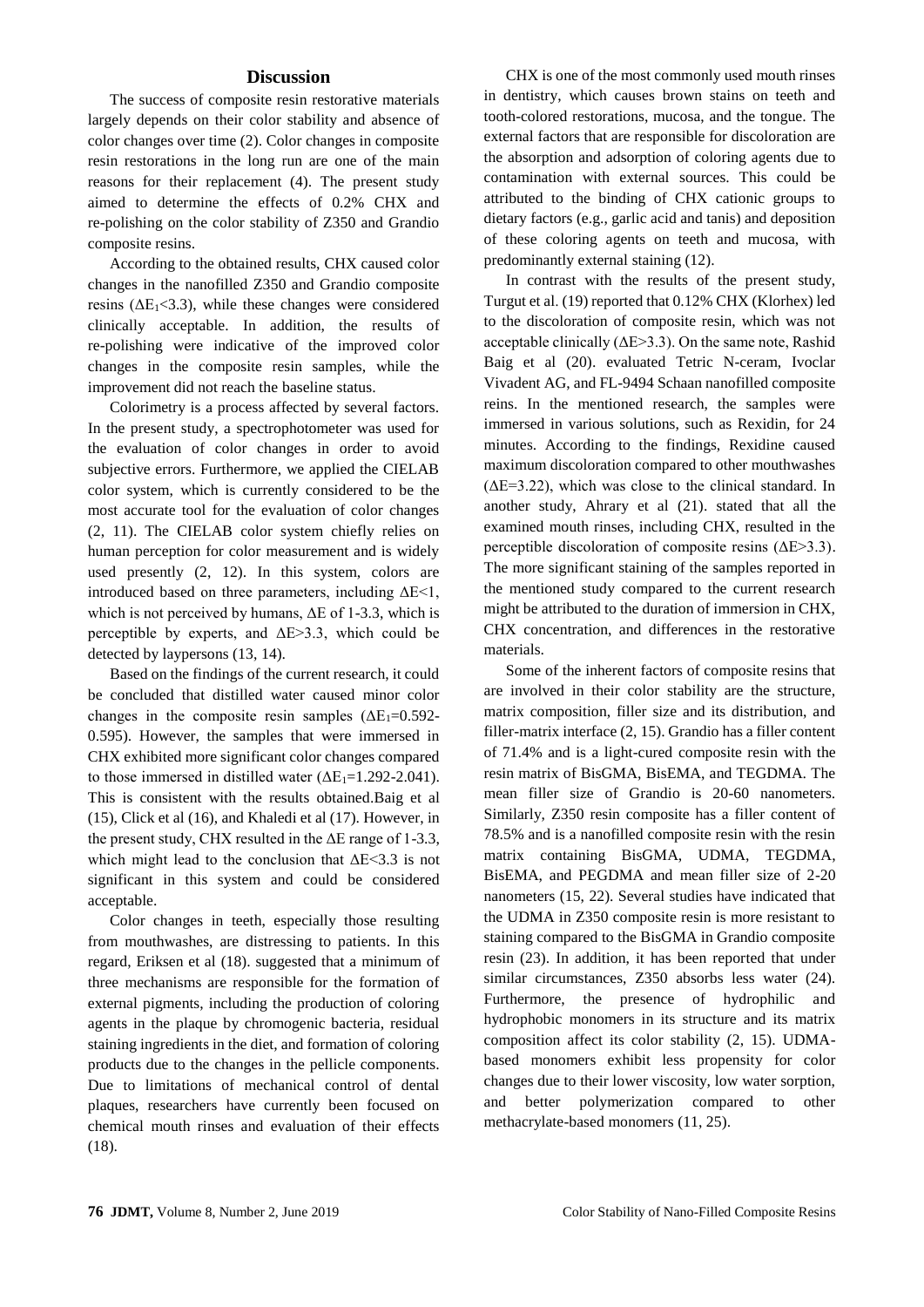## Discussion

The success of composite resin restorative materials largely depends on their color stability and absence of color changes over time (2). Color changes in composite resin restorations in the long run are one of the main reasons for their replacement (4). The present study aimed to determine the effects of 0.2% CHX and re-polishing on the color stability of Z350 and Grandio composite resins.

According to the obtained results, CHX caused color changes in the nanofilled Z350 and Grandio composite resins ($\Delta E_1$<3.3), while these changes were considered clinically acceptable. In addition, the results of re-polishing were indicative of the improved color changes in the composite resin samples, while the improvement did not reach the baseline status.

Colorimetry is a process affected by several factors. In the present study, a spectrophotometer was used for the evaluation of color changes in order to avoid subjective errors. Furthermore, we applied the CIELAB color system, which is currently considered to be the most accurate tool for the evaluation of color changes (2, 11). The CIELAB color system chiefly relies on human perception for color measurement and is widely used presently (2, 12). In this system, colors are introduced based on three parameters, including $\Delta E$<1, which is not perceived by humans, $\Delta E$ of 1-3.3, which is perceptible by experts, and $\Delta E$>3.3, which could be detected by laypersons (13, 14).

Based on the findings of the current research, it could be concluded that distilled water caused minor color changes in the composite resin samples ($\Delta E_1$=0.592-0.595). However, the samples that were immersed in CHX exhibited more significant color changes compared to those immersed in distilled water ($\Delta E_1$=1.292-2.041). This is consistent with the results obtained.Baig et al (15), Click et al (16), and Khaledi et al (17). However, in the present study, CHX resulted in the $\Delta E$ range of 1-3.3, which might lead to the conclusion that $\Delta E$<3.3 is not significant in this system and could be considered acceptable.

Color changes in teeth, especially those resulting from mouthwashes, are distressing to patients. In this regard, Eriksen et al (18). suggested that a minimum of three mechanisms are responsible for the formation of external pigments, including the production of coloring agents in the plaque by chromogenic bacteria, residual staining ingredients in the diet, and formation of coloring products due to the changes in the pellicle components. Due to limitations of mechanical control of dental plaques, researchers have currently been focused on chemical mouth rinses and evaluation of their effects (18).

CHX is one of the most commonly used mouth rinses in dentistry, which causes brown stains on teeth and tooth-colored restorations, mucosa, and the tongue. The external factors that are responsible for discoloration are the absorption and adsorption of coloring agents due to contamination with external sources. This could be attributed to the binding of CHX cationic groups to dietary factors (e.g., garlic acid and tanis) and deposition of these coloring agents on teeth and mucosa, with predominantly external staining (12).

In contrast with the results of the present study, Turgut et al. (19) reported that 0.12% CHX (Klorhex) led to the discoloration of composite resin, which was not acceptable clinically ($\Delta E$>3.3). On the same note, Rashid Baig et al (20). evaluated Tetric N-ceram, Ivoclar Vivadent AG, and FL-9494 Schaan nanofilled composite reins. In the mentioned research, the samples were immersed in various solutions, such as Rexidin, for 24 minutes. According to the findings, Rexidine caused maximum discoloration compared to other mouthwashes ($\Delta E$=3.22), which was close to the clinical standard. In another study, Ahrary et al (21). stated that all the examined mouth rinses, including CHX, resulted in the perceptible discoloration of composite resins ($\Delta E$>3.3). The more significant staining of the samples reported in the mentioned study compared to the current research might be attributed to the duration of immersion in CHX, CHX concentration, and differences in the restorative materials.

Some of the inherent factors of composite resins that are involved in their color stability are the structure, matrix composition, filler size and its distribution, and filler-matrix interface (2, 15). Grandio has a filler content of 71.4% and is a light-cured composite resin with the resin matrix of BisGMA, BisEMA, and TEGDMA. The mean filler size of Grandio is 20-60 nanometers. Similarly, Z350 resin composite has a filler content of 78.5% and is a nanofilled composite resin with the resin matrix containing BisGMA, UDMA, TEGDMA, BisEMA, and PEGDMA and mean filler size of 2-20 nanometers (15, 22). Several studies have indicated that the UDMA in Z350 composite resin is more resistant to staining compared to the BisGMA in Grandio composite resin (23). In addition, it has been reported that under similar circumstances, Z350 absorbs less water (24). Furthermore, the presence of hydrophilic and hydrophobic monomers in its structure and its matrix composition affect its color stability (2, 15). UDMA-based monomers exhibit less propensity for color changes due to their lower viscosity, low water sorption, and better polymerization compared to other methacrylate-based monomers (11, 25).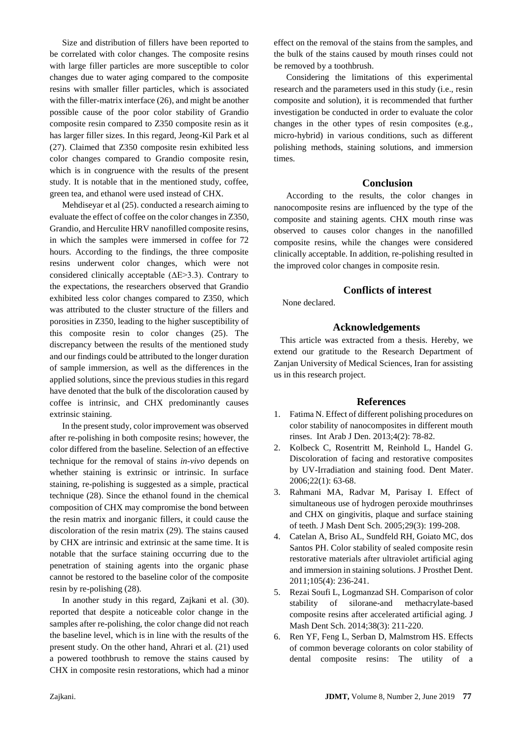Size and distribution of fillers have been reported to be correlated with color changes. The composite resins with large filler particles are more susceptible to color changes due to water aging compared to the composite resins with smaller filler particles, which is associated with the filler-matrix interface (26), and might be another possible cause of the poor color stability of Grandio composite resin compared to Z350 composite resin as it has larger filler sizes. In this regard, Jeong-Kil Park et al (27). Claimed that Z350 composite resin exhibited less color changes compared to Grandio composite resin, which is in congruence with the results of the present study. It is notable that in the mentioned study, coffee, green tea, and ethanol were used instead of CHX.

Mehdiseyar et al (25). conducted a research aiming to evaluate the effect of coffee on the color changes in Z350, Grandio, and Herculite HRV nanofilled composite resins, in which the samples were immersed in coffee for 72 hours. According to the findings, the three composite resins underwent color changes, which were not considered clinically acceptable ($\Delta E>3.3$). Contrary to the expectations, the researchers observed that Grandio exhibited less color changes compared to Z350, which was attributed to the cluster structure of the fillers and porosities in Z350, leading to the higher susceptibility of this composite resin to color changes (25). The discrepancy between the results of the mentioned study and our findings could be attributed to the longer duration of sample immersion, as well as the differences in the applied solutions, since the previous studies in this regard have denoted that the bulk of the discoloration caused by coffee is intrinsic, and CHX predominantly causes extrinsic staining.

In the present study, color improvement was observed after re-polishing in both composite resins; however, the color differed from the baseline. Selection of an effective technique for the removal of stains *in-vivo* depends on whether staining is extrinsic or intrinsic. In surface staining, re-polishing is suggested as a simple, practical technique (28). Since the ethanol found in the chemical composition of CHX may compromise the bond between the resin matrix and inorganic fillers, it could cause the discoloration of the resin matrix (29). The stains caused by CHX are intrinsic and extrinsic at the same time. It is notable that the surface staining occurring due to the penetration of staining agents into the organic phase cannot be restored to the baseline color of the composite resin by re-polishing (28).

In another study in this regard, Zajkani et al. (30). reported that despite a noticeable color change in the samples after re-polishing, the color change did not reach the baseline level, which is in line with the results of the present study. On the other hand, Ahrari et al. (21) used a powered toothbrush to remove the stains caused by CHX in composite resin restorations, which had a minor effect on the removal of the stains from the samples, and the bulk of the stains caused by mouth rinses could not be removed by a toothbrush.

Considering the limitations of this experimental research and the parameters used in this study (i.e., resin composite and solution), it is recommended that further investigation be conducted in order to evaluate the color changes in the other types of resin composites (e.g., micro-hybrid) in various conditions, such as different polishing methods, staining solutions, and immersion times.

## Conclusion

According to the results, the color changes in nanocomposite resins are influenced by the type of the composite and staining agents. CHX mouth rinse was observed to causes color changes in the nanofilled composite resins, while the changes were considered clinically acceptable. In addition, re-polishing resulted in the improved color changes in composite resin.

## Conflicts of interest

None declared.

## Acknowledgements

This article was extracted from a thesis. Hereby, we extend our gratitude to the Research Department of Zanjan University of Medical Sciences, Iran for assisting us in this research project.

## References

1. Fatima N. Effect of different polishing procedures on color stability of nanocomposites in different mouth rinses. Int Arab J Den. 2013;4(2): 78-82.
2. Kolbeck C, Rosentritt M, Reinhold L, Handel G. Discoloration of facing and restorative composites by UV-Irradiation and staining food. Dent Mater. 2006;22(1): 63-68.
3. Rahmani MA, Radvar M, Parisay I. Effect of simultaneous use of hydrogen peroxide mouthrinses and CHX on gingivitis, plaque and surface staining of teeth. J Mash Dent Sch. 2005;29(3): 199-208.
4. Catelan A, Briso AL, Sundfeld RH, Goiato MC, dos Santos PH. Color stability of sealed composite resin restorative materials after ultraviolet artificial aging and immersion in staining solutions. J Prosthet Dent. 2011;105(4): 236-241.
5. Rezai Soufi L, Logmanzad SH. Comparison of color stability of silorane-and methacrylate-based composite resins after accelerated artificial aging. J Mash Dent Sch. 2014;38(3): 211-220.
6. Ren YF, Feng L, Serban D, Malmstrom HS. Effects of common beverage colorants on color stability of dental composite resins: The utility of a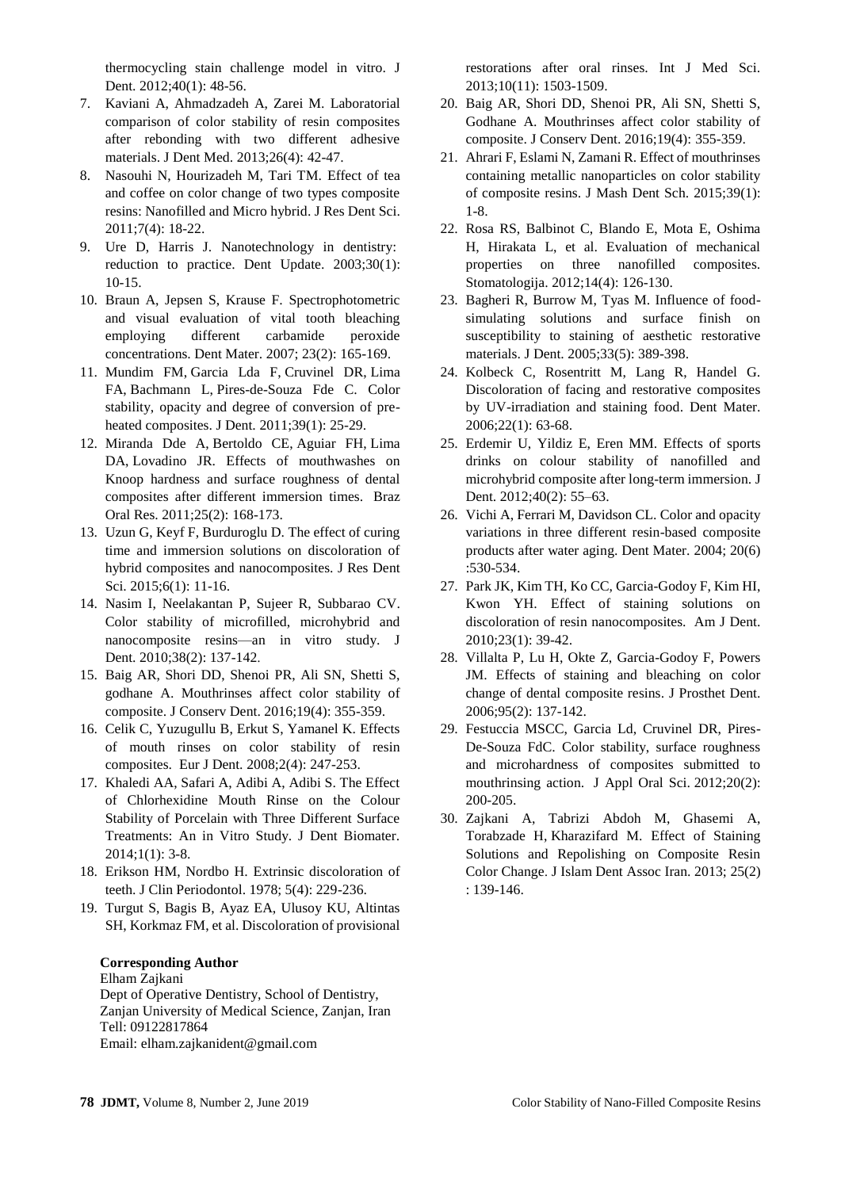thermocycling stain challenge model in vitro. J Dent. 2012;40(1): 48-56.

7. Kaviani A, Ahmadzadeh A, Zarei M. Laboratorial comparison of color stability of resin composites after rebonding with two different adhesive materials. J Dent Med. 2013;26(4): 42-47.
8. Nasouhi N, Hourizadeh M, Tari TM. Effect of tea and coffee on color change of two types composite resins: Nanofilled and Micro hybrid. J Res Dent Sci. 2011;7(4): 18-22.
9. Ure D, Harris J. Nanotechnology in dentistry: reduction to practice. Dent Update. 2003;30(1): 10-15.
10. Braun A, Jepsen S, Krause F. Spectrophotometric and visual evaluation of vital tooth bleaching employing different carbamide peroxide concentrations. Dent Mater. 2007; 23(2): 165-169.
11. Mundim FM, Garcia Lda F, Cruvinel DR, Lima FA, Bachmann L, Pires-de-Souza Fde C. Color stability, opacity and degree of conversion of pre-heated composites. J Dent. 2011;39(1): 25-29.
12. Miranda Dde A, Bertoldo CE, Aguiar FH, Lima DA, Lovadino JR. Effects of mouthwashes on Knoop hardness and surface roughness of dental composites after different immersion times. Braz Oral Res. 2011;25(2): 168-173.
13. Uzun G, Keyf F, Burduroglu D. The effect of curing time and immersion solutions on discoloration of hybrid composites and nanocomposites. J Res Dent Sci. 2015;6(1): 11-16.
14. Nasim I, Neelakantan P, Sujeer R, Subbarao CV. Color stability of microfilled, microhybrid and nanocomposite resins—an in vitro study. J Dent. 2010;38(2): 137-142.
15. Baig AR, Shori DD, Shenoi PR, Ali SN, Shetti S, godhane A. Mouthrinses affect color stability of composite. J Conserv Dent. 2016;19(4): 355-359.
16. Celik C, Yuzugullu B, Erkut S, Yamanel K. Effects of mouth rinses on color stability of resin composites. Eur J Dent. 2008;2(4): 247-253.
17. Khaledi AA, Safari A, Adibi A, Adibi S. The Effect of Chlorhexidine Mouth Rinse on the Colour Stability of Porcelain with Three Different Surface Treatments: An in Vitro Study. J Dent Biomater. 2014;1(1): 3-8.
18. Erikson HM, Nordbo H. Extrinsic discoloration of teeth. J Clin Periodontol. 1978; 5(4): 229-236.
19. Turgut S, Bagis B, Ayaz EA, Ulusoy KU, Altintas SH, Korkmaz FM, et al. Discoloration of provisional restorations after oral rinses. Int J Med Sci. 2013;10(11): 1503-1509.
20. Baig AR, Shori DD, Shenoi PR, Ali SN, Shetti S, Godhane A. Mouthrinses affect color stability of composite. J Conserv Dent. 2016;19(4): 355-359.
21. Ahrari F, Eslami N, Zamani R. Effect of mouthrinses containing metallic nanoparticles on color stability of composite resins. J Mash Dent Sch. 2015;39(1): 1-8.
22. Rosa RS, Balbinot C, Blando E, Mota E, Oshima H, Hirakata L, et al. Evaluation of mechanical properties on three nanofilled composites. Stomatologija. 2012;14(4): 126-130.
23. Bagheri R, Burrow M, Tyas M. Influence of food-simulating solutions and surface finish on susceptibility to staining of aesthetic restorative materials. J Dent. 2005;33(5): 389-398.
24. Kolbeck C, Rosentritt M, Lang R, Handel G. Discoloration of facing and restorative composites by UV-irradiation and staining food. Dent Mater. 2006;22(1): 63-68.
25. Erdemir U, Yildiz E, Eren MM. Effects of sports drinks on colour stability of nanofilled and microhybrid composite after long-term immersion. J Dent. 2012;40(2): 55–63.
26. Vichi A, Ferrari M, Davidson CL. Color and opacity variations in three different resin-based composite products after water aging. Dent Mater. 2004; 20(6) :530-534.
27. Park JK, Kim TH, Ko CC, Garcia-Godoy F, Kim HI, Kwon YH. Effect of staining solutions on discoloration of resin nanocomposites. Am J Dent. 2010;23(1): 39-42.
28. Villalta P, Lu H, Okte Z, Garcia-Godoy F, Powers JM. Effects of staining and bleaching on color change of dental composite resins. J Prosthet Dent. 2006;95(2): 137-142.
29. Festuccia MSCC, Garcia Ld, Cruvinel DR, Pires-De-Souza FdC. Color stability, surface roughness and microhardness of composites submitted to mouthrinsing action. J Appl Oral Sci. 2012;20(2): 200-205.
30. Zajkani A, Tabrizi Abdoh M, Ghasemi A, Torabzade H, Kharazifard M. Effect of Staining Solutions and Repolishing on Composite Resin Color Change. J Islam Dent Assoc Iran. 2013; 25(2) : 139-146.

**Corresponding Author**

Elham Zajkani
Dept of Operative Dentistry, School of Dentistry, Zanjan University of Medical Science, Zanjan, Iran
Tell: 09122817864
Email: elham.zajkanident@gmail.com